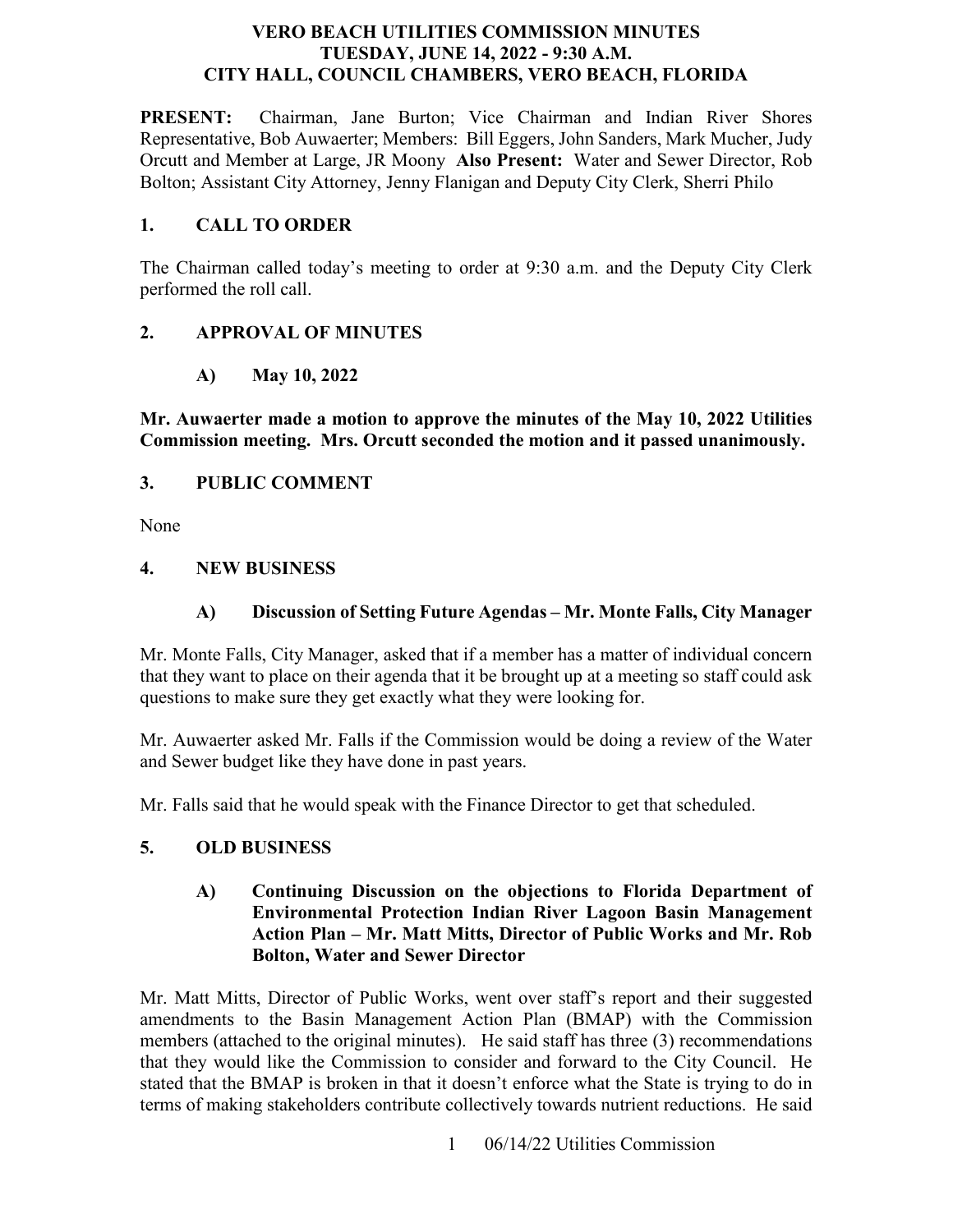# VERO BEACH UTILITIES COMMISSION MINUTES
## TUESDAY, JUNE 14, 2022 - 9:30 A.M.
## CITY HALL, COUNCIL CHAMBERS, VERO BEACH, FLORIDA

**PRESENT:** Chairman, Jane Burton; Vice Chairman and Indian River Shores Representative, Bob Auwaerter; Members: Bill Eggers, John Sanders, Mark Mucher, Judy Orcutt and Member at Large, JR Moony **Also Present:** Water and Sewer Director, Rob Bolton; Assistant City Attorney, Jenny Flanigan and Deputy City Clerk, Sherri Philo

## 1. CALL TO ORDER

The Chairman called today's meeting to order at 9:30 a.m. and the Deputy City Clerk performed the roll call.

## 2. APPROVAL OF MINUTES

### A) May 10, 2022

**Mr. Auwaerter made a motion to approve the minutes of the May 10, 2022 Utilities Commission meeting. Mrs. Orcutt seconded the motion and it passed unanimously.**

## 3. PUBLIC COMMENT

None

## 4. NEW BUSINESS

### A) Discussion of Setting Future Agendas – Mr. Monte Falls, City Manager

Mr. Monte Falls, City Manager, asked that if a member has a matter of individual concern that they want to place on their agenda that it be brought up at a meeting so staff could ask questions to make sure they get exactly what they were looking for.

Mr. Auwaerter asked Mr. Falls if the Commission would be doing a review of the Water and Sewer budget like they have done in past years.

Mr. Falls said that he would speak with the Finance Director to get that scheduled.

## 5. OLD BUSINESS

### A) Continuing Discussion on the objections to Florida Department of Environmental Protection Indian River Lagoon Basin Management Action Plan – Mr. Matt Mitts, Director of Public Works and Mr. Rob Bolton, Water and Sewer Director

Mr. Matt Mitts, Director of Public Works, went over staff's report and their suggested amendments to the Basin Management Action Plan (BMAP) with the Commission members (attached to the original minutes). He said staff has three (3) recommendations that they would like the Commission to consider and forward to the City Council. He stated that the BMAP is broken in that it doesn't enforce what the State is trying to do in terms of making stakeholders contribute collectively towards nutrient reductions. He said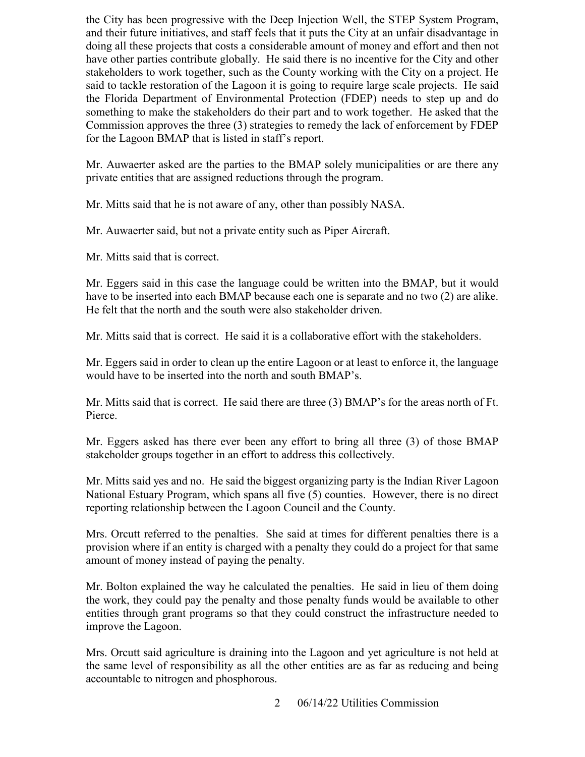the City has been progressive with the Deep Injection Well, the STEP System Program, and their future initiatives, and staff feels that it puts the City at an unfair disadvantage in doing all these projects that costs a considerable amount of money and effort and then not have other parties contribute globally. He said there is no incentive for the City and other stakeholders to work together, such as the County working with the City on a project. He said to tackle restoration of the Lagoon it is going to require large scale projects. He said the Florida Department of Environmental Protection (FDEP) needs to step up and do something to make the stakeholders do their part and to work together. He asked that the Commission approves the three (3) strategies to remedy the lack of enforcement by FDEP for the Lagoon BMAP that is listed in staff's report.

Mr. Auwaerter asked are the parties to the BMAP solely municipalities or are there any private entities that are assigned reductions through the program.

Mr. Mitts said that he is not aware of any, other than possibly NASA.

Mr. Auwaerter said, but not a private entity such as Piper Aircraft.

Mr. Mitts said that is correct.

Mr. Eggers said in this case the language could be written into the BMAP, but it would have to be inserted into each BMAP because each one is separate and no two (2) are alike. He felt that the north and the south were also stakeholder driven.

Mr. Mitts said that is correct. He said it is a collaborative effort with the stakeholders.

Mr. Eggers said in order to clean up the entire Lagoon or at least to enforce it, the language would have to be inserted into the north and south BMAP's.

Mr. Mitts said that is correct. He said there are three (3) BMAP's for the areas north of Ft. Pierce.

Mr. Eggers asked has there ever been any effort to bring all three (3) of those BMAP stakeholder groups together in an effort to address this collectively.

Mr. Mitts said yes and no. He said the biggest organizing party is the Indian River Lagoon National Estuary Program, which spans all five (5) counties. However, there is no direct reporting relationship between the Lagoon Council and the County.

Mrs. Orcutt referred to the penalties. She said at times for different penalties there is a provision where if an entity is charged with a penalty they could do a project for that same amount of money instead of paying the penalty.

Mr. Bolton explained the way he calculated the penalties. He said in lieu of them doing the work, they could pay the penalty and those penalty funds would be available to other entities through grant programs so that they could construct the infrastructure needed to improve the Lagoon.

Mrs. Orcutt said agriculture is draining into the Lagoon and yet agriculture is not held at the same level of responsibility as all the other entities are as far as reducing and being accountable to nitrogen and phosphorous.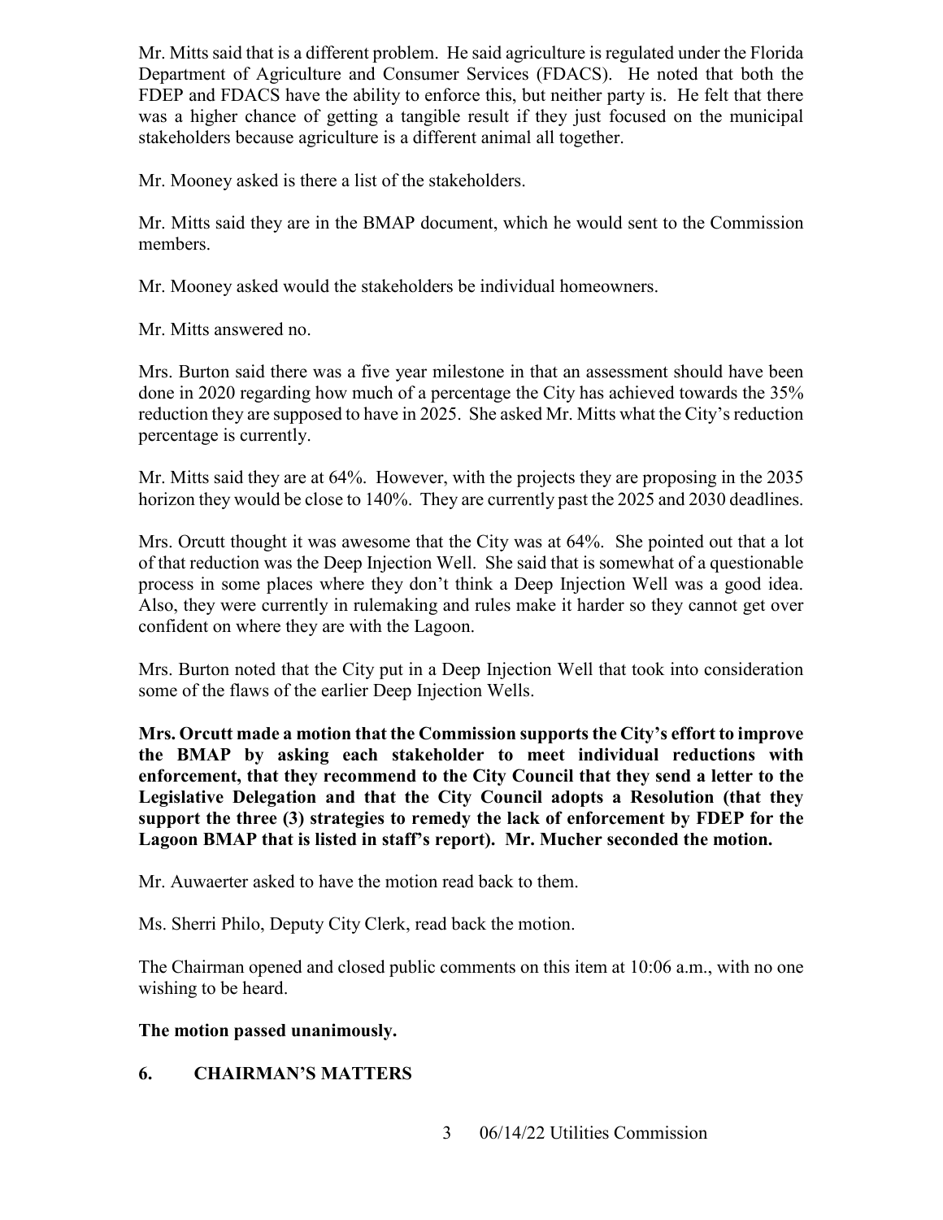Mr. Mitts said that is a different problem. He said agriculture is regulated under the Florida Department of Agriculture and Consumer Services (FDACS). He noted that both the FDEP and FDACS have the ability to enforce this, but neither party is. He felt that there was a higher chance of getting a tangible result if they just focused on the municipal stakeholders because agriculture is a different animal all together.

Mr. Mooney asked is there a list of the stakeholders.

Mr. Mitts said they are in the BMAP document, which he would sent to the Commission members.

Mr. Mooney asked would the stakeholders be individual homeowners.

Mr. Mitts answered no.

Mrs. Burton said there was a five year milestone in that an assessment should have been done in 2020 regarding how much of a percentage the City has achieved towards the 35% reduction they are supposed to have in 2025. She asked Mr. Mitts what the City's reduction percentage is currently.

Mr. Mitts said they are at 64%. However, with the projects they are proposing in the 2035 horizon they would be close to 140%. They are currently past the 2025 and 2030 deadlines.

Mrs. Orcutt thought it was awesome that the City was at 64%. She pointed out that a lot of that reduction was the Deep Injection Well. She said that is somewhat of a questionable process in some places where they don't think a Deep Injection Well was a good idea. Also, they were currently in rulemaking and rules make it harder so they cannot get over confident on where they are with the Lagoon.

Mrs. Burton noted that the City put in a Deep Injection Well that took into consideration some of the flaws of the earlier Deep Injection Wells.

**Mrs. Orcutt made a motion that the Commission supports the City's effort to improve the BMAP by asking each stakeholder to meet individual reductions with enforcement, that they recommend to the City Council that they send a letter to the Legislative Delegation and that the City Council adopts a Resolution (that they support the three (3) strategies to remedy the lack of enforcement by FDEP for the Lagoon BMAP that is listed in staff's report). Mr. Mucher seconded the motion.**

Mr. Auwaerter asked to have the motion read back to them.

Ms. Sherri Philo, Deputy City Clerk, read back the motion.

The Chairman opened and closed public comments on this item at 10:06 a.m., with no one wishing to be heard.

**The motion passed unanimously.**

## 6. CHAIRMAN'S MATTERS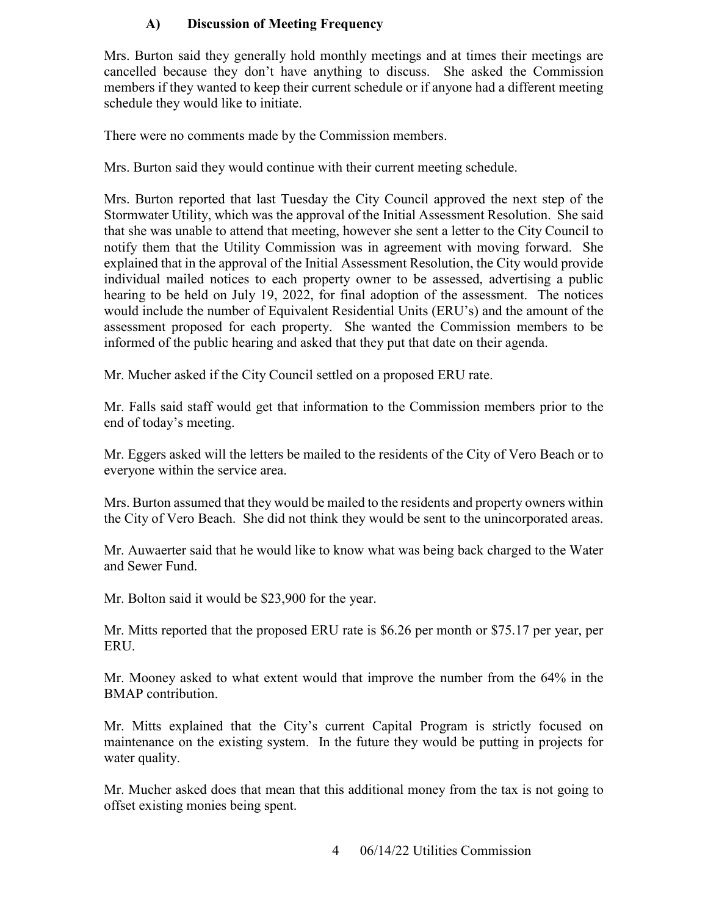### A) Discussion of Meeting Frequency

Mrs. Burton said they generally hold monthly meetings and at times their meetings are cancelled because they don't have anything to discuss. She asked the Commission members if they wanted to keep their current schedule or if anyone had a different meeting schedule they would like to initiate.

There were no comments made by the Commission members.

Mrs. Burton said they would continue with their current meeting schedule.

Mrs. Burton reported that last Tuesday the City Council approved the next step of the Stormwater Utility, which was the approval of the Initial Assessment Resolution. She said that she was unable to attend that meeting, however she sent a letter to the City Council to notify them that the Utility Commission was in agreement with moving forward. She explained that in the approval of the Initial Assessment Resolution, the City would provide individual mailed notices to each property owner to be assessed, advertising a public hearing to be held on July 19, 2022, for final adoption of the assessment. The notices would include the number of Equivalent Residential Units (ERU's) and the amount of the assessment proposed for each property. She wanted the Commission members to be informed of the public hearing and asked that they put that date on their agenda.

Mr. Mucher asked if the City Council settled on a proposed ERU rate.

Mr. Falls said staff would get that information to the Commission members prior to the end of today's meeting.

Mr. Eggers asked will the letters be mailed to the residents of the City of Vero Beach or to everyone within the service area.

Mrs. Burton assumed that they would be mailed to the residents and property owners within the City of Vero Beach. She did not think they would be sent to the unincorporated areas.

Mr. Auwaerter said that he would like to know what was being back charged to the Water and Sewer Fund.

Mr. Bolton said it would be $23,900 for the year.

Mr. Mitts reported that the proposed ERU rate is $6.26 per month or $75.17 per year, per ERU.

Mr. Mooney asked to what extent would that improve the number from the 64% in the BMAP contribution.

Mr. Mitts explained that the City's current Capital Program is strictly focused on maintenance on the existing system. In the future they would be putting in projects for water quality.

Mr. Mucher asked does that mean that this additional money from the tax is not going to offset existing monies being spent.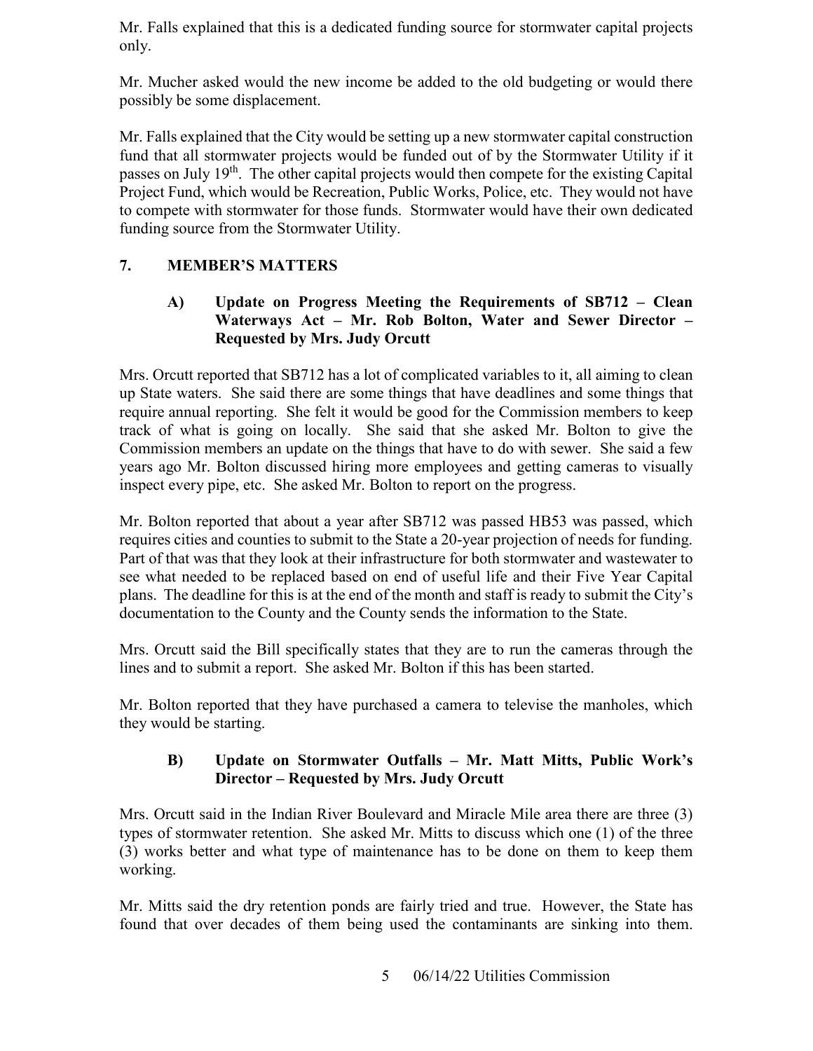Mr. Falls explained that this is a dedicated funding source for stormwater capital projects only.

Mr. Mucher asked would the new income be added to the old budgeting or would there possibly be some displacement.

Mr. Falls explained that the City would be setting up a new stormwater capital construction fund that all stormwater projects would be funded out of by the Stormwater Utility if it passes on July 19th. The other capital projects would then compete for the existing Capital Project Fund, which would be Recreation, Public Works, Police, etc. They would not have to compete with stormwater for those funds. Stormwater would have their own dedicated funding source from the Stormwater Utility.

## 7. MEMBER'S MATTERS

### A) Update on Progress Meeting the Requirements of SB712 – Clean Waterways Act – Mr. Rob Bolton, Water and Sewer Director – Requested by Mrs. Judy Orcutt

Mrs. Orcutt reported that SB712 has a lot of complicated variables to it, all aiming to clean up State waters. She said there are some things that have deadlines and some things that require annual reporting. She felt it would be good for the Commission members to keep track of what is going on locally. She said that she asked Mr. Bolton to give the Commission members an update on the things that have to do with sewer. She said a few years ago Mr. Bolton discussed hiring more employees and getting cameras to visually inspect every pipe, etc. She asked Mr. Bolton to report on the progress.

Mr. Bolton reported that about a year after SB712 was passed HB53 was passed, which requires cities and counties to submit to the State a 20-year projection of needs for funding. Part of that was that they look at their infrastructure for both stormwater and wastewater to see what needed to be replaced based on end of useful life and their Five Year Capital plans. The deadline for this is at the end of the month and staff is ready to submit the City's documentation to the County and the County sends the information to the State.

Mrs. Orcutt said the Bill specifically states that they are to run the cameras through the lines and to submit a report. She asked Mr. Bolton if this has been started.

Mr. Bolton reported that they have purchased a camera to televise the manholes, which they would be starting.

### B) Update on Stormwater Outfalls – Mr. Matt Mitts, Public Work's Director – Requested by Mrs. Judy Orcutt

Mrs. Orcutt said in the Indian River Boulevard and Miracle Mile area there are three (3) types of stormwater retention. She asked Mr. Mitts to discuss which one (1) of the three (3) works better and what type of maintenance has to be done on them to keep them working.

Mr. Mitts said the dry retention ponds are fairly tried and true. However, the State has found that over decades of them being used the contaminants are sinking into them.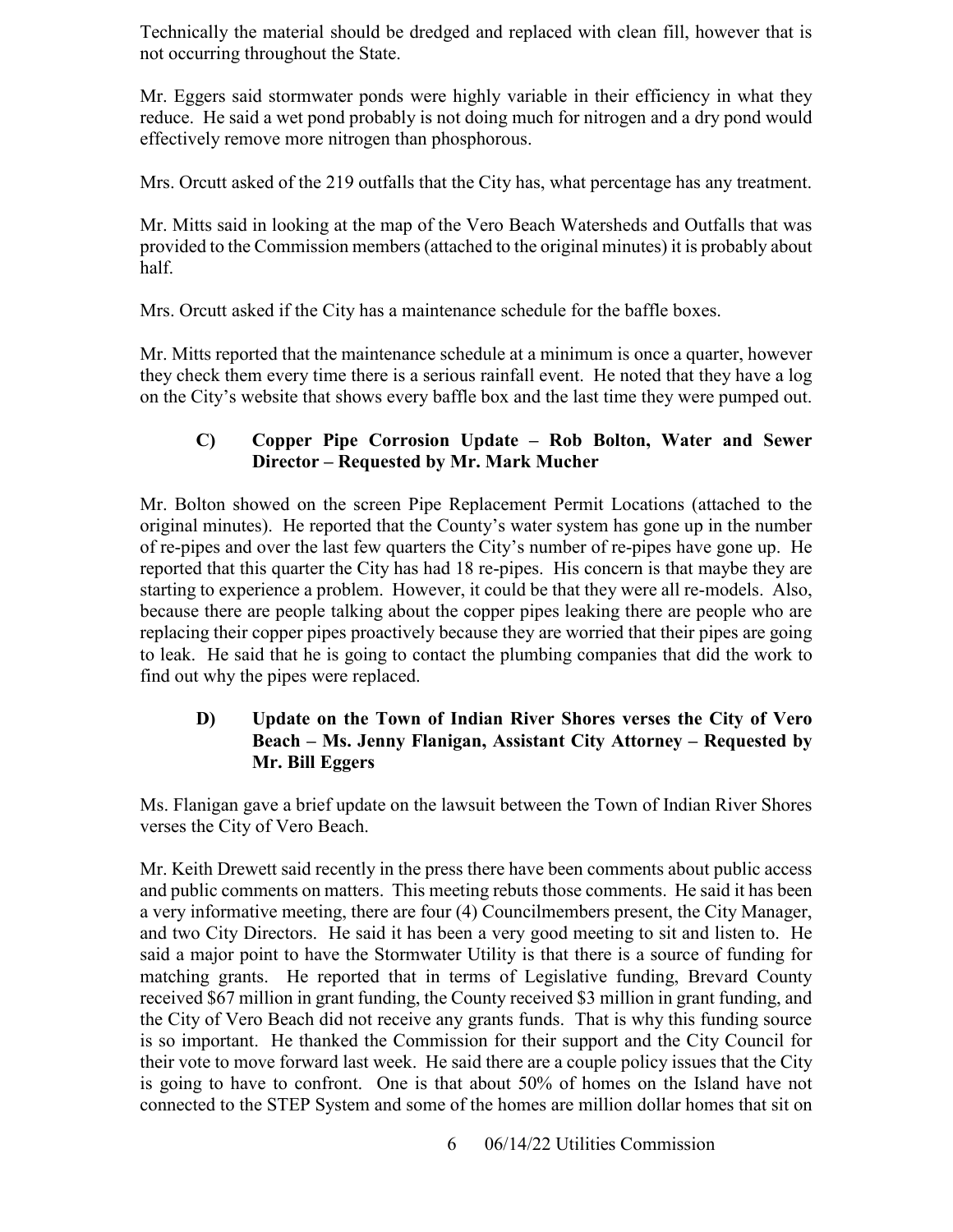Technically the material should be dredged and replaced with clean fill, however that is not occurring throughout the State.

Mr. Eggers said stormwater ponds were highly variable in their efficiency in what they reduce. He said a wet pond probably is not doing much for nitrogen and a dry pond would effectively remove more nitrogen than phosphorous.

Mrs. Orcutt asked of the 219 outfalls that the City has, what percentage has any treatment.

Mr. Mitts said in looking at the map of the Vero Beach Watersheds and Outfalls that was provided to the Commission members (attached to the original minutes) it is probably about half.

Mrs. Orcutt asked if the City has a maintenance schedule for the baffle boxes.

Mr. Mitts reported that the maintenance schedule at a minimum is once a quarter, however they check them every time there is a serious rainfall event. He noted that they have a log on the City's website that shows every baffle box and the last time they were pumped out.

### C) Copper Pipe Corrosion Update – Rob Bolton, Water and Sewer Director – Requested by Mr. Mark Mucher

Mr. Bolton showed on the screen Pipe Replacement Permit Locations (attached to the original minutes). He reported that the County's water system has gone up in the number of re-pipes and over the last few quarters the City's number of re-pipes have gone up. He reported that this quarter the City has had 18 re-pipes. His concern is that maybe they are starting to experience a problem. However, it could be that they were all re-models. Also, because there are people talking about the copper pipes leaking there are people who are replacing their copper pipes proactively because they are worried that their pipes are going to leak. He said that he is going to contact the plumbing companies that did the work to find out why the pipes were replaced.

### D) Update on the Town of Indian River Shores verses the City of Vero Beach – Ms. Jenny Flanigan, Assistant City Attorney – Requested by Mr. Bill Eggers

Ms. Flanigan gave a brief update on the lawsuit between the Town of Indian River Shores verses the City of Vero Beach.

Mr. Keith Drewett said recently in the press there have been comments about public access and public comments on matters. This meeting rebuts those comments. He said it has been a very informative meeting, there are four (4) Councilmembers present, the City Manager, and two City Directors. He said it has been a very good meeting to sit and listen to. He said a major point to have the Stormwater Utility is that there is a source of funding for matching grants. He reported that in terms of Legislative funding, Brevard County received $67 million in grant funding, the County received $3 million in grant funding, and the City of Vero Beach did not receive any grants funds. That is why this funding source is so important. He thanked the Commission for their support and the City Council for their vote to move forward last week. He said there are a couple policy issues that the City is going to have to confront. One is that about 50% of homes on the Island have not connected to the STEP System and some of the homes are million dollar homes that sit on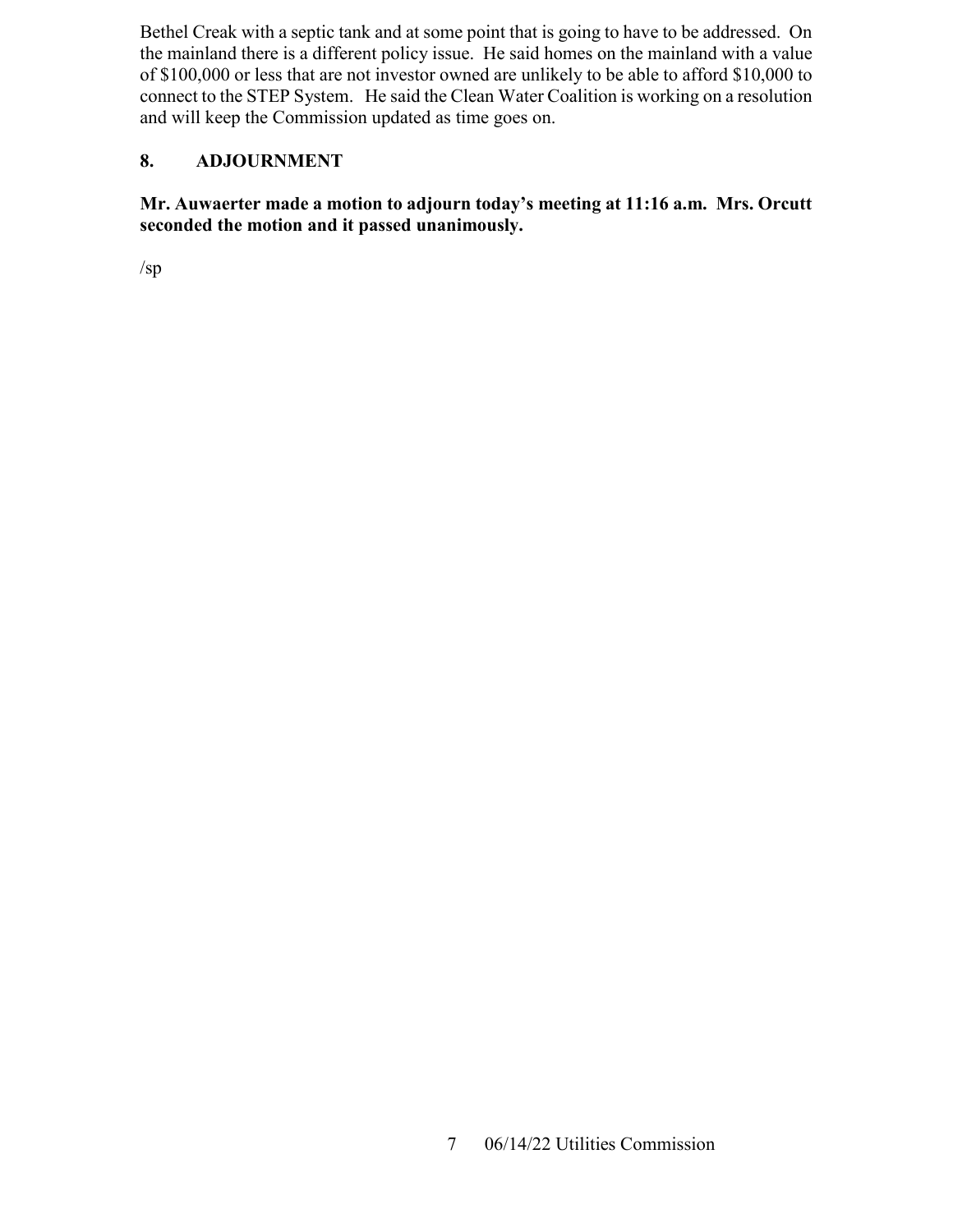Bethel Creak with a septic tank and at some point that is going to have to be addressed. On the mainland there is a different policy issue. He said homes on the mainland with a value of $100,000 or less that are not investor owned are unlikely to be able to afford $10,000 to connect to the STEP System. He said the Clean Water Coalition is working on a resolution and will keep the Commission updated as time goes on.

## 8. ADJOURNMENT

**Mr. Auwaerter made a motion to adjourn today's meeting at 11:16 a.m. Mrs. Orcutt seconded the motion and it passed unanimously.**

/sp